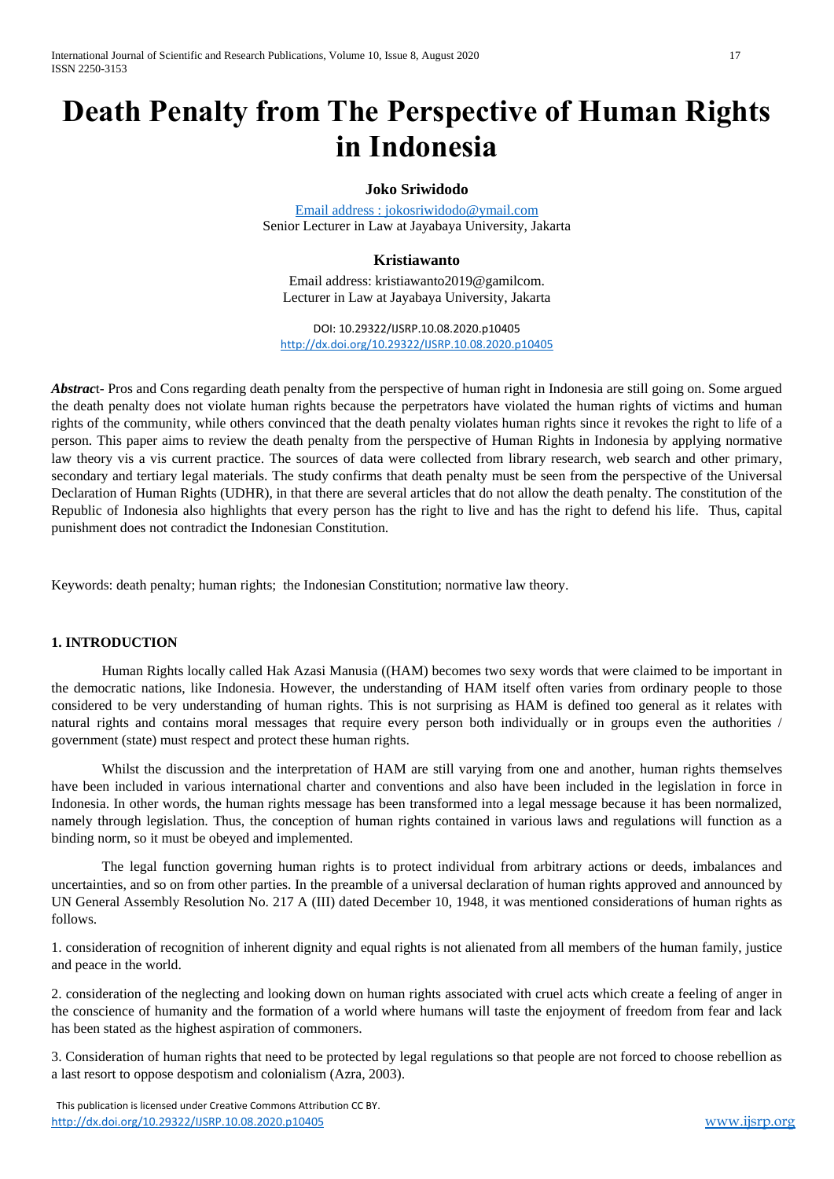# Death Penalty from The Perspective of Human Rights in Indonesia

**Joko Sriwidodo**

Email address : jokosriwidodo@ymail.com
Senior Lecturer in Law at Jayabaya University, Jakarta

**Kristiawanto**

Email address: kristiawanto2019@gamilcom.
Lecturer in Law at Jayabaya University, Jakarta

DOI: 10.29322/IJSRP.10.08.2020.p10405
http://dx.doi.org/10.29322/IJSRP.10.08.2020.p10405

***Abstrac*t**- Pros and Cons regarding death penalty from the perspective of human right in Indonesia are still going on. Some argued the death penalty does not violate human rights because the perpetrators have violated the human rights of victims and human rights of the community, while others convinced that the death penalty violates human rights since it revokes the right to life of a person. This paper aims to review the death penalty from the perspective of Human Rights in Indonesia by applying normative law theory vis a vis current practice. The sources of data were collected from library research, web search and other primary, secondary and tertiary legal materials. The study confirms that death penalty must be seen from the perspective of the Universal Declaration of Human Rights (UDHR), in that there are several articles that do not allow the death penalty. The constitution of the Republic of Indonesia also highlights that every person has the right to live and has the right to defend his life. Thus, capital punishment does not contradict the Indonesian Constitution.

Keywords: death penalty; human rights; the Indonesian Constitution; normative law theory.

## 1. INTRODUCTION

Human Rights locally called Hak Azasi Manusia ((HAM) becomes two sexy words that were claimed to be important in the democratic nations, like Indonesia. However, the understanding of HAM itself often varies from ordinary people to those considered to be very understanding of human rights. This is not surprising as HAM is defined too general as it relates with natural rights and contains moral messages that require every person both individually or in groups even the authorities / government (state) must respect and protect these human rights.

Whilst the discussion and the interpretation of HAM are still varying from one and another, human rights themselves have been included in various international charter and conventions and also have been included in the legislation in force in Indonesia. In other words, the human rights message has been transformed into a legal message because it has been normalized, namely through legislation. Thus, the conception of human rights contained in various laws and regulations will function as a binding norm, so it must be obeyed and implemented.

The legal function governing human rights is to protect individual from arbitrary actions or deeds, imbalances and uncertainties, and so on from other parties. In the preamble of a universal declaration of human rights approved and announced by UN General Assembly Resolution No. 217 A (III) dated December 10, 1948, it was mentioned considerations of human rights as follows.

1. consideration of recognition of inherent dignity and equal rights is not alienated from all members of the human family, justice and peace in the world.

2. consideration of the neglecting and looking down on human rights associated with cruel acts which create a feeling of anger in the conscience of humanity and the formation of a world where humans will taste the enjoyment of freedom from fear and lack has been stated as the highest aspiration of commoners.

3. Consideration of human rights that need to be protected by legal regulations so that people are not forced to choose rebellion as a last resort to oppose despotism and colonialism (Azra, 2003).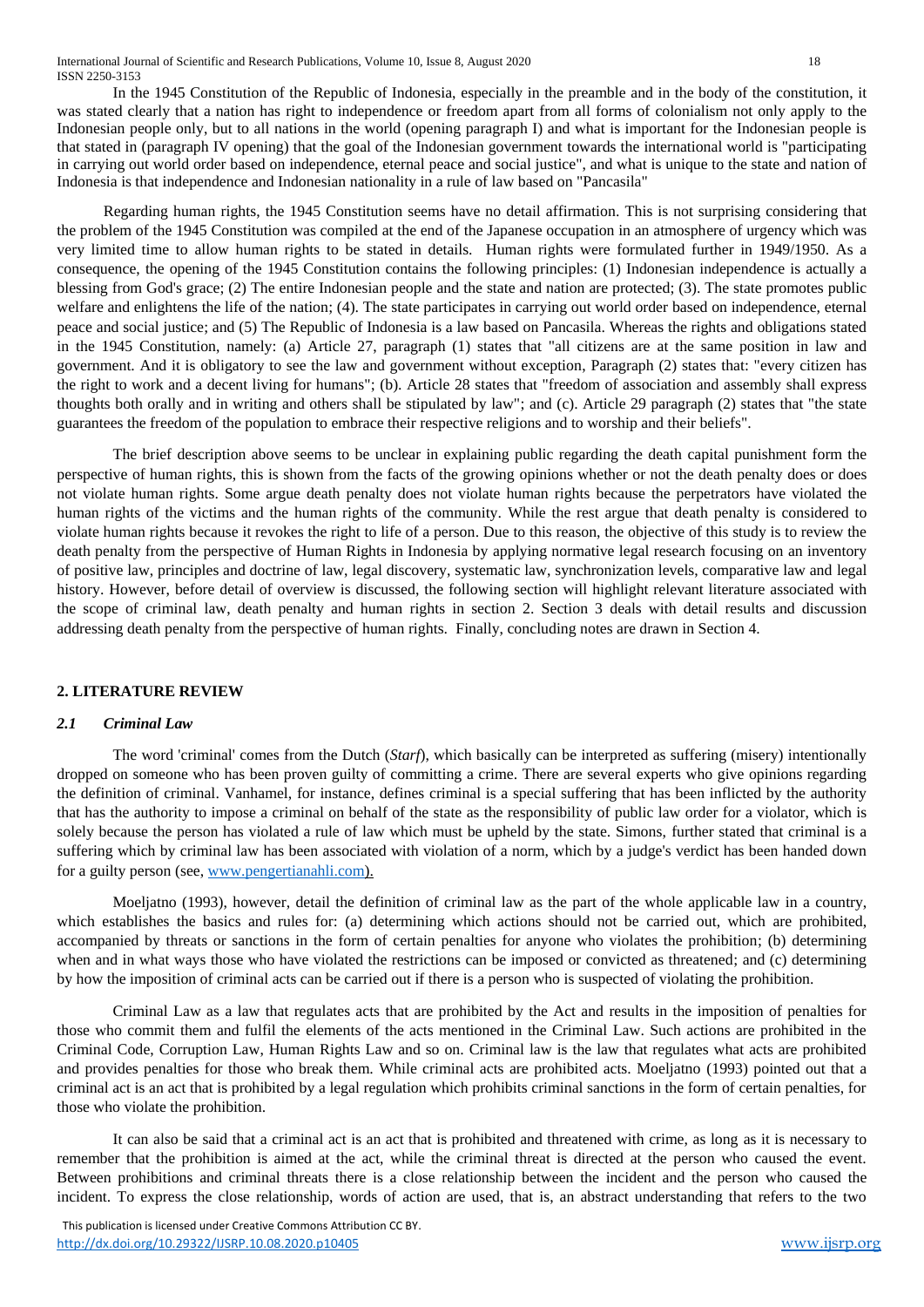In the 1945 Constitution of the Republic of Indonesia, especially in the preamble and in the body of the constitution, it was stated clearly that a nation has right to independence or freedom apart from all forms of colonialism not only apply to the Indonesian people only, but to all nations in the world (opening paragraph I) and what is important for the Indonesian people is that stated in (paragraph IV opening) that the goal of the Indonesian government towards the international world is "participating in carrying out world order based on independence, eternal peace and social justice", and what is unique to the state and nation of Indonesia is that independence and Indonesian nationality in a rule of law based on "Pancasila"

Regarding human rights, the 1945 Constitution seems have no detail affirmation. This is not surprising considering that the problem of the 1945 Constitution was compiled at the end of the Japanese occupation in an atmosphere of urgency which was very limited time to allow human rights to be stated in details. Human rights were formulated further in 1949/1950. As a consequence, the opening of the 1945 Constitution contains the following principles: (1) Indonesian independence is actually a blessing from God's grace; (2) The entire Indonesian people and the state and nation are protected; (3). The state promotes public welfare and enlightens the life of the nation; (4). The state participates in carrying out world order based on independence, eternal peace and social justice; and (5) The Republic of Indonesia is a law based on Pancasila. Whereas the rights and obligations stated in the 1945 Constitution, namely: (a) Article 27, paragraph (1) states that "all citizens are at the same position in law and government. And it is obligatory to see the law and government without exception, Paragraph (2) states that: "every citizen has the right to work and a decent living for humans"; (b). Article 28 states that "freedom of association and assembly shall express thoughts both orally and in writing and others shall be stipulated by law"; and (c). Article 29 paragraph (2) states that "the state guarantees the freedom of the population to embrace their respective religions and to worship and their beliefs".

The brief description above seems to be unclear in explaining public regarding the death capital punishment form the perspective of human rights, this is shown from the facts of the growing opinions whether or not the death penalty does or does not violate human rights. Some argue death penalty does not violate human rights because the perpetrators have violated the human rights of the victims and the human rights of the community. While the rest argue that death penalty is considered to violate human rights because it revokes the right to life of a person. Due to this reason, the objective of this study is to review the death penalty from the perspective of Human Rights in Indonesia by applying normative legal research focusing on an inventory of positive law, principles and doctrine of law, legal discovery, systematic law, synchronization levels, comparative law and legal history. However, before detail of overview is discussed, the following section will highlight relevant literature associated with the scope of criminal law, death penalty and human rights in section 2. Section 3 deals with detail results and discussion addressing death penalty from the perspective of human rights. Finally, concluding notes are drawn in Section 4.

## 2. LITERATURE REVIEW

### *2.1 Criminal Law*

The word 'criminal' comes from the Dutch (*Starf*), which basically can be interpreted as suffering (misery) intentionally dropped on someone who has been proven guilty of committing a crime. There are several experts who give opinions regarding the definition of criminal. Vanhamel, for instance, defines criminal is a special suffering that has been inflicted by the authority that has the authority to impose a criminal on behalf of the state as the responsibility of public law order for a violator, which is solely because the person has violated a rule of law which must be upheld by the state. Simons, further stated that criminal is a suffering which by criminal law has been associated with violation of a norm, which by a judge's verdict has been handed down for a guilty person (see, www.pengertianahli.com).

Moeljatno (1993), however, detail the definition of criminal law as the part of the whole applicable law in a country, which establishes the basics and rules for: (a) determining which actions should not be carried out, which are prohibited, accompanied by threats or sanctions in the form of certain penalties for anyone who violates the prohibition; (b) determining when and in what ways those who have violated the restrictions can be imposed or convicted as threatened; and (c) determining by how the imposition of criminal acts can be carried out if there is a person who is suspected of violating the prohibition.

Criminal Law as a law that regulates acts that are prohibited by the Act and results in the imposition of penalties for those who commit them and fulfil the elements of the acts mentioned in the Criminal Law. Such actions are prohibited in the Criminal Code, Corruption Law, Human Rights Law and so on. Criminal law is the law that regulates what acts are prohibited and provides penalties for those who break them. While criminal acts are prohibited acts. Moeljatno (1993) pointed out that a criminal act is an act that is prohibited by a legal regulation which prohibits criminal sanctions in the form of certain penalties, for those who violate the prohibition.

It can also be said that a criminal act is an act that is prohibited and threatened with crime, as long as it is necessary to remember that the prohibition is aimed at the act, while the criminal threat is directed at the person who caused the event. Between prohibitions and criminal threats there is a close relationship between the incident and the person who caused the incident. To express the close relationship, words of action are used, that is, an abstract understanding that refers to the two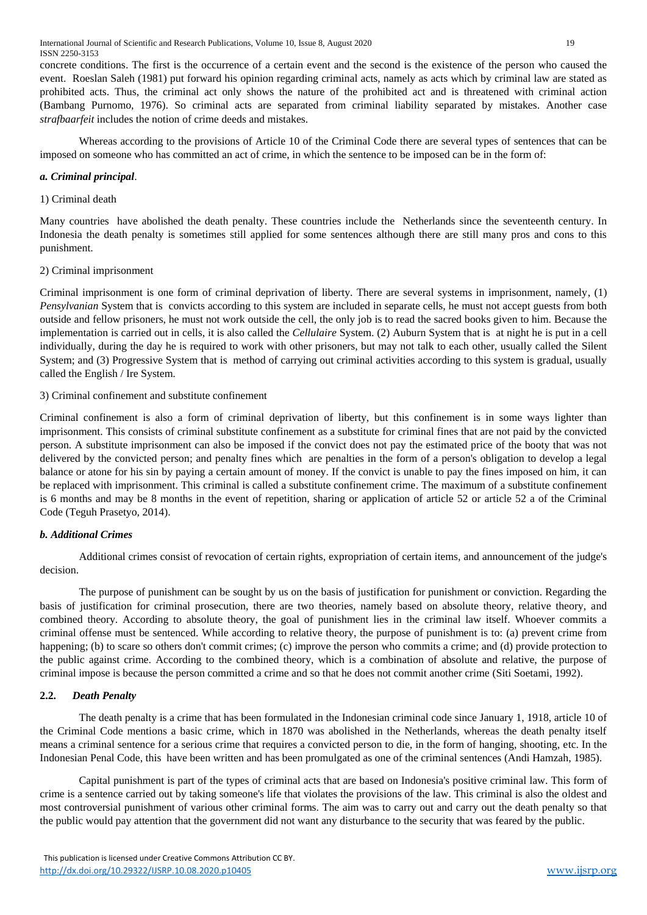concrete conditions. The first is the occurrence of a certain event and the second is the existence of the person who caused the event. Roeslan Saleh (1981) put forward his opinion regarding criminal acts, namely as acts which by criminal law are stated as prohibited acts. Thus, the criminal act only shows the nature of the prohibited act and is threatened with criminal action (Bambang Purnomo, 1976). So criminal acts are separated from criminal liability separated by mistakes. Another case *strafbaarfeit* includes the notion of crime deeds and mistakes.

Whereas according to the provisions of Article 10 of the Criminal Code there are several types of sentences that can be imposed on someone who has committed an act of crime, in which the sentence to be imposed can be in the form of:

***a. Criminal principal***.

1) Criminal death

Many countries have abolished the death penalty. These countries include the Netherlands since the seventeenth century. In Indonesia the death penalty is sometimes still applied for some sentences although there are still many pros and cons to this punishment.

2) Criminal imprisonment

Criminal imprisonment is one form of criminal deprivation of liberty. There are several systems in imprisonment, namely, (1) *Pensylvanian* System that is convicts according to this system are included in separate cells, he must not accept guests from both outside and fellow prisoners, he must not work outside the cell, the only job is to read the sacred books given to him. Because the implementation is carried out in cells, it is also called the *Cellulaire* System. (2) Auburn System that is at night he is put in a cell individually, during the day he is required to work with other prisoners, but may not talk to each other, usually called the Silent System; and (3) Progressive System that is method of carrying out criminal activities according to this system is gradual, usually called the English / Ire System.

3) Criminal confinement and substitute confinement

Criminal confinement is also a form of criminal deprivation of liberty, but this confinement is in some ways lighter than imprisonment. This consists of criminal substitute confinement as a substitute for criminal fines that are not paid by the convicted person. A substitute imprisonment can also be imposed if the convict does not pay the estimated price of the booty that was not delivered by the convicted person; and penalty fines which are penalties in the form of a person's obligation to develop a legal balance or atone for his sin by paying a certain amount of money. If the convict is unable to pay the fines imposed on him, it can be replaced with imprisonment. This criminal is called a substitute confinement crime. The maximum of a substitute confinement is 6 months and may be 8 months in the event of repetition, sharing or application of article 52 or article 52 a of the Criminal Code (Teguh Prasetyo, 2014).

***b. Additional Crimes***

Additional crimes consist of revocation of certain rights, expropriation of certain items, and announcement of the judge's decision.

The purpose of punishment can be sought by us on the basis of justification for punishment or conviction. Regarding the basis of justification for criminal prosecution, there are two theories, namely based on absolute theory, relative theory, and combined theory. According to absolute theory, the goal of punishment lies in the criminal law itself. Whoever commits a criminal offense must be sentenced. While according to relative theory, the purpose of punishment is to: (a) prevent crime from happening; (b) to scare so others don't commit crimes; (c) improve the person who commits a crime; and (d) provide protection to the public against crime. According to the combined theory, which is a combination of absolute and relative, the purpose of criminal impose is because the person committed a crime and so that he does not commit another crime (Siti Soetami, 1992).

## 2.2. *Death Penalty*

The death penalty is a crime that has been formulated in the Indonesian criminal code since January 1, 1918, article 10 of the Criminal Code mentions a basic crime, which in 1870 was abolished in the Netherlands, whereas the death penalty itself means a criminal sentence for a serious crime that requires a convicted person to die, in the form of hanging, shooting, etc. In the Indonesian Penal Code, this have been written and has been promulgated as one of the criminal sentences (Andi Hamzah, 1985).

Capital punishment is part of the types of criminal acts that are based on Indonesia's positive criminal law. This form of crime is a sentence carried out by taking someone's life that violates the provisions of the law. This criminal is also the oldest and most controversial punishment of various other criminal forms. The aim was to carry out and carry out the death penalty so that the public would pay attention that the government did not want any disturbance to the security that was feared by the public.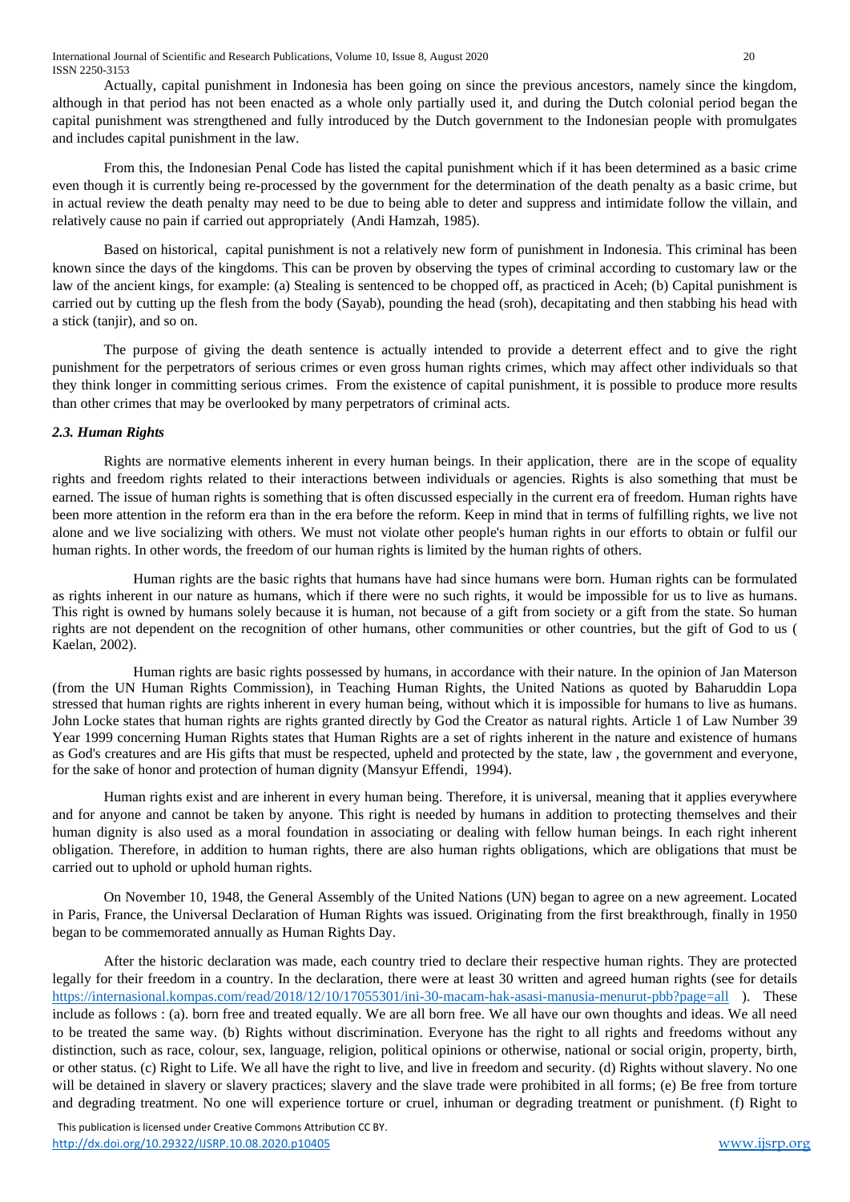Actually, capital punishment in Indonesia has been going on since the previous ancestors, namely since the kingdom, although in that period has not been enacted as a whole only partially used it, and during the Dutch colonial period began the capital punishment was strengthened and fully introduced by the Dutch government to the Indonesian people with promulgates and includes capital punishment in the law.

From this, the Indonesian Penal Code has listed the capital punishment which if it has been determined as a basic crime even though it is currently being re-processed by the government for the determination of the death penalty as a basic crime, but in actual review the death penalty may need to be due to being able to deter and suppress and intimidate follow the villain, and relatively cause no pain if carried out appropriately (Andi Hamzah, 1985).

Based on historical, capital punishment is not a relatively new form of punishment in Indonesia. This criminal has been known since the days of the kingdoms. This can be proven by observing the types of criminal according to customary law or the law of the ancient kings, for example: (a) Stealing is sentenced to be chopped off, as practiced in Aceh; (b) Capital punishment is carried out by cutting up the flesh from the body (Sayab), pounding the head (sroh), decapitating and then stabbing his head with a stick (tanjir), and so on.

The purpose of giving the death sentence is actually intended to provide a deterrent effect and to give the right punishment for the perpetrators of serious crimes or even gross human rights crimes, which may affect other individuals so that they think longer in committing serious crimes. From the existence of capital punishment, it is possible to produce more results than other crimes that may be overlooked by many perpetrators of criminal acts.

### *2.3. Human Rights*

Rights are normative elements inherent in every human beings. In their application, there are in the scope of equality rights and freedom rights related to their interactions between individuals or agencies. Rights is also something that must be earned. The issue of human rights is something that is often discussed especially in the current era of freedom. Human rights have been more attention in the reform era than in the era before the reform. Keep in mind that in terms of fulfilling rights, we live not alone and we live socializing with others. We must not violate other people's human rights in our efforts to obtain or fulfil our human rights. In other words, the freedom of our human rights is limited by the human rights of others.

Human rights are the basic rights that humans have had since humans were born. Human rights can be formulated as rights inherent in our nature as humans, which if there were no such rights, it would be impossible for us to live as humans. This right is owned by humans solely because it is human, not because of a gift from society or a gift from the state. So human rights are not dependent on the recognition of other humans, other communities or other countries, but the gift of God to us ( Kaelan, 2002).

Human rights are basic rights possessed by humans, in accordance with their nature. In the opinion of Jan Materson (from the UN Human Rights Commission), in Teaching Human Rights, the United Nations as quoted by Baharuddin Lopa stressed that human rights are rights inherent in every human being, without which it is impossible for humans to live as humans. John Locke states that human rights are rights granted directly by God the Creator as natural rights. Article 1 of Law Number 39 Year 1999 concerning Human Rights states that Human Rights are a set of rights inherent in the nature and existence of humans as God's creatures and are His gifts that must be respected, upheld and protected by the state, law , the government and everyone, for the sake of honor and protection of human dignity (Mansyur Effendi, 1994).

Human rights exist and are inherent in every human being. Therefore, it is universal, meaning that it applies everywhere and for anyone and cannot be taken by anyone. This right is needed by humans in addition to protecting themselves and their human dignity is also used as a moral foundation in associating or dealing with fellow human beings. In each right inherent obligation. Therefore, in addition to human rights, there are also human rights obligations, which are obligations that must be carried out to uphold or uphold human rights.

On November 10, 1948, the General Assembly of the United Nations (UN) began to agree on a new agreement. Located in Paris, France, the Universal Declaration of Human Rights was issued. Originating from the first breakthrough, finally in 1950 began to be commemorated annually as Human Rights Day.

After the historic declaration was made, each country tried to declare their respective human rights. They are protected legally for their freedom in a country. In the declaration, there were at least 30 written and agreed human rights (see for details https://internasional.kompas.com/read/2018/12/10/17055301/ini-30-macam-hak-asasi-manusia-menurut-pbb?page=all ). These include as follows : (a). born free and treated equally. We are all born free. We all have our own thoughts and ideas. We all need to be treated the same way. (b) Rights without discrimination. Everyone has the right to all rights and freedoms without any distinction, such as race, colour, sex, language, religion, political opinions or otherwise, national or social origin, property, birth, or other status. (c) Right to Life. We all have the right to live, and live in freedom and security. (d) Rights without slavery. No one will be detained in slavery or slavery practices; slavery and the slave trade were prohibited in all forms; (e) Be free from torture and degrading treatment. No one will experience torture or cruel, inhuman or degrading treatment or punishment. (f) Right to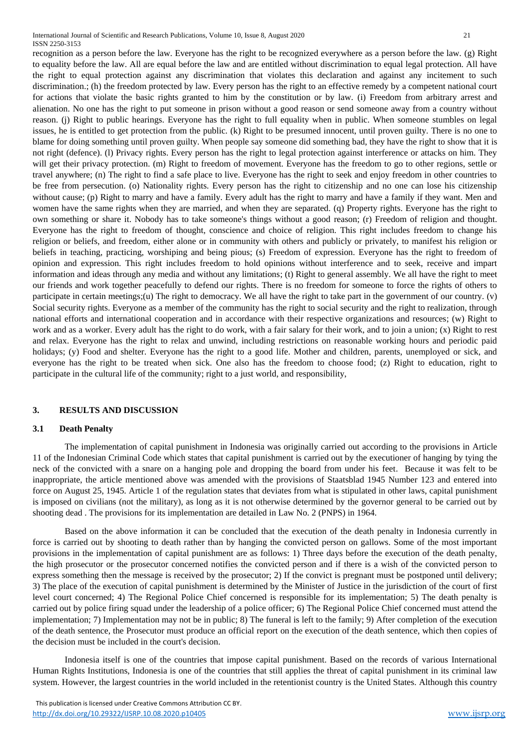recognition as a person before the law. Everyone has the right to be recognized everywhere as a person before the law. (g) Right to equality before the law. All are equal before the law and are entitled without discrimination to equal legal protection. All have the right to equal protection against any discrimination that violates this declaration and against any incitement to such discrimination.; (h) the freedom protected by law. Every person has the right to an effective remedy by a competent national court for actions that violate the basic rights granted to him by the constitution or by law. (i) Freedom from arbitrary arrest and alienation. No one has the right to put someone in prison without a good reason or send someone away from a country without reason. (j) Right to public hearings. Everyone has the right to full equality when in public. When someone stumbles on legal issues, he is entitled to get protection from the public. (k) Right to be presumed innocent, until proven guilty. There is no one to blame for doing something until proven guilty. When people say someone did something bad, they have the right to show that it is not right (defence). (l) Privacy rights. Every person has the right to legal protection against interference or attacks on him. They will get their privacy protection. (m) Right to freedom of movement. Everyone has the freedom to go to other regions, settle or travel anywhere; (n) The right to find a safe place to live. Everyone has the right to seek and enjoy freedom in other countries to be free from persecution. (o) Nationality rights. Every person has the right to citizenship and no one can lose his citizenship without cause; (p) Right to marry and have a family. Every adult has the right to marry and have a family if they want. Men and women have the same rights when they are married, and when they are separated. (q) Property rights. Everyone has the right to own something or share it. Nobody has to take someone's things without a good reason; (r) Freedom of religion and thought. Everyone has the right to freedom of thought, conscience and choice of religion. This right includes freedom to change his religion or beliefs, and freedom, either alone or in community with others and publicly or privately, to manifest his religion or beliefs in teaching, practicing, worshiping and being pious; (s) Freedom of expression. Everyone has the right to freedom of opinion and expression. This right includes freedom to hold opinions without interference and to seek, receive and impart information and ideas through any media and without any limitations; (t) Right to general assembly. We all have the right to meet our friends and work together peacefully to defend our rights. There is no freedom for someone to force the rights of others to participate in certain meetings;(u) The right to democracy. We all have the right to take part in the government of our country. (v) Social security rights. Everyone as a member of the community has the right to social security and the right to realization, through national efforts and international cooperation and in accordance with their respective organizations and resources; (w) Right to work and as a worker. Every adult has the right to do work, with a fair salary for their work, and to join a union; (x) Right to rest and relax. Everyone has the right to relax and unwind, including restrictions on reasonable working hours and periodic paid holidays; (y) Food and shelter. Everyone has the right to a good life. Mother and children, parents, unemployed or sick, and everyone has the right to be treated when sick. One also has the freedom to choose food; (z) Right to education, right to participate in the cultural life of the community; right to a just world, and responsibility,

## 3. RESULTS AND DISCUSSION

### 3.1 Death Penalty

The implementation of capital punishment in Indonesia was originally carried out according to the provisions in Article 11 of the Indonesian Criminal Code which states that capital punishment is carried out by the executioner of hanging by tying the neck of the convicted with a snare on a hanging pole and dropping the board from under his feet. Because it was felt to be inappropriate, the article mentioned above was amended with the provisions of Staatsblad 1945 Number 123 and entered into force on August 25, 1945. Article 1 of the regulation states that deviates from what is stipulated in other laws, capital punishment is imposed on civilians (not the military), as long as it is not otherwise determined by the governor general to be carried out by shooting dead . The provisions for its implementation are detailed in Law No. 2 (PNPS) in 1964.

Based on the above information it can be concluded that the execution of the death penalty in Indonesia currently in force is carried out by shooting to death rather than by hanging the convicted person on gallows. Some of the most important provisions in the implementation of capital punishment are as follows: 1) Three days before the execution of the death penalty, the high prosecutor or the prosecutor concerned notifies the convicted person and if there is a wish of the convicted person to express something then the message is received by the prosecutor; 2) If the convict is pregnant must be postponed until delivery; 3) The place of the execution of capital punishment is determined by the Minister of Justice in the jurisdiction of the court of first level court concerned; 4) The Regional Police Chief concerned is responsible for its implementation; 5) The death penalty is carried out by police firing squad under the leadership of a police officer; 6) The Regional Police Chief concerned must attend the implementation; 7) Implementation may not be in public; 8) The funeral is left to the family; 9) After completion of the execution of the death sentence, the Prosecutor must produce an official report on the execution of the death sentence, which then copies of the decision must be included in the court's decision.

Indonesia itself is one of the countries that impose capital punishment. Based on the records of various International Human Rights Institutions, Indonesia is one of the countries that still applies the threat of capital punishment in its criminal law system. However, the largest countries in the world included in the retentionist country is the United States. Although this country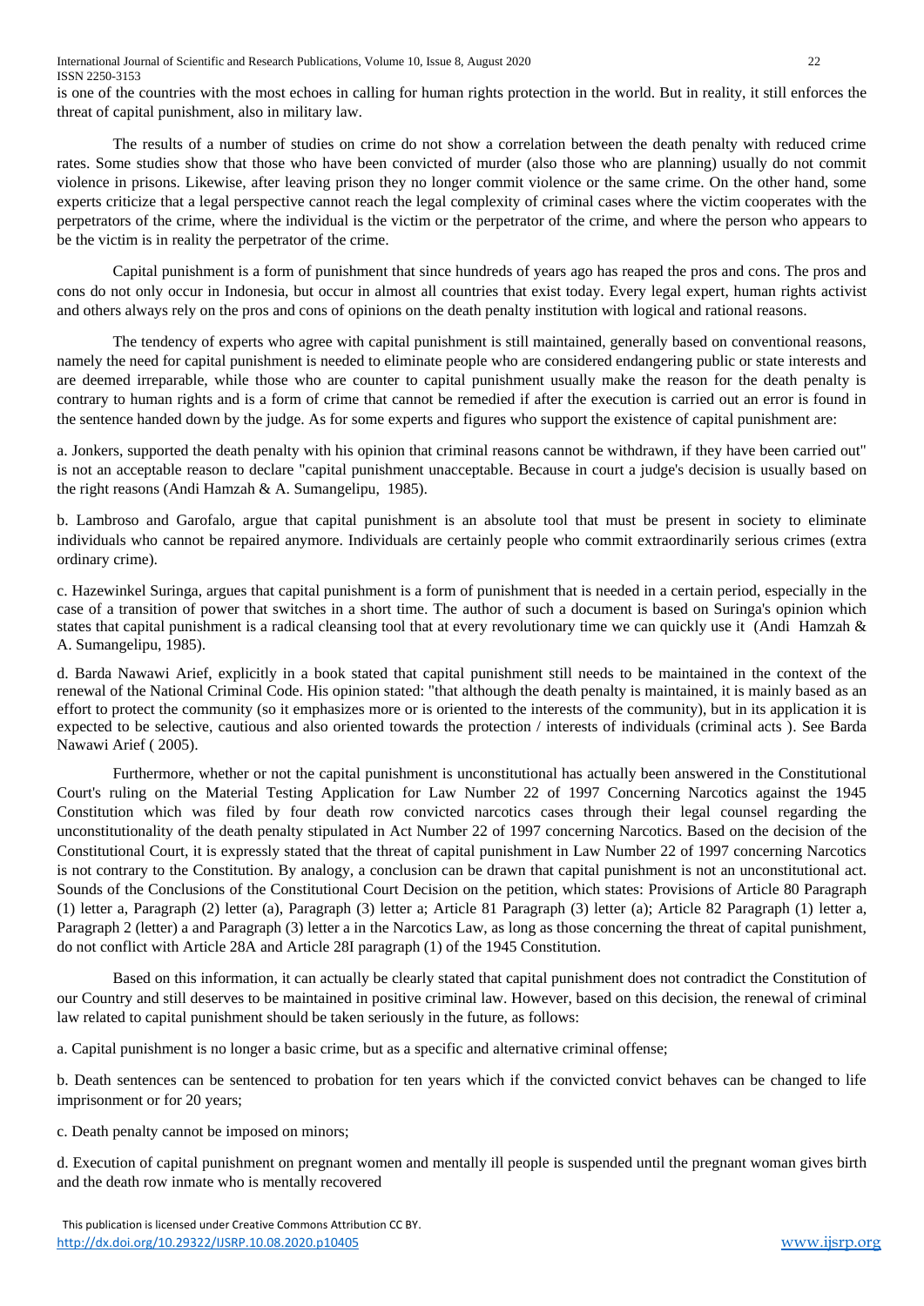is one of the countries with the most echoes in calling for human rights protection in the world. But in reality, it still enforces the threat of capital punishment, also in military law.

The results of a number of studies on crime do not show a correlation between the death penalty with reduced crime rates. Some studies show that those who have been convicted of murder (also those who are planning) usually do not commit violence in prisons. Likewise, after leaving prison they no longer commit violence or the same crime. On the other hand, some experts criticize that a legal perspective cannot reach the legal complexity of criminal cases where the victim cooperates with the perpetrators of the crime, where the individual is the victim or the perpetrator of the crime, and where the person who appears to be the victim is in reality the perpetrator of the crime.

Capital punishment is a form of punishment that since hundreds of years ago has reaped the pros and cons. The pros and cons do not only occur in Indonesia, but occur in almost all countries that exist today. Every legal expert, human rights activist and others always rely on the pros and cons of opinions on the death penalty institution with logical and rational reasons.

The tendency of experts who agree with capital punishment is still maintained, generally based on conventional reasons, namely the need for capital punishment is needed to eliminate people who are considered endangering public or state interests and are deemed irreparable, while those who are counter to capital punishment usually make the reason for the death penalty is contrary to human rights and is a form of crime that cannot be remedied if after the execution is carried out an error is found in the sentence handed down by the judge. As for some experts and figures who support the existence of capital punishment are:

a. Jonkers, supported the death penalty with his opinion that criminal reasons cannot be withdrawn, if they have been carried out" is not an acceptable reason to declare "capital punishment unacceptable. Because in court a judge's decision is usually based on the right reasons (Andi Hamzah & A. Sumangelipu, 1985).

b. Lambroso and Garofalo, argue that capital punishment is an absolute tool that must be present in society to eliminate individuals who cannot be repaired anymore. Individuals are certainly people who commit extraordinarily serious crimes (extra ordinary crime).

c. Hazewinkel Suringa, argues that capital punishment is a form of punishment that is needed in a certain period, especially in the case of a transition of power that switches in a short time. The author of such a document is based on Suringa's opinion which states that capital punishment is a radical cleansing tool that at every revolutionary time we can quickly use it (Andi Hamzah & A. Sumangelipu, 1985).

d. Barda Nawawi Arief, explicitly in a book stated that capital punishment still needs to be maintained in the context of the renewal of the National Criminal Code. His opinion stated: "that although the death penalty is maintained, it is mainly based as an effort to protect the community (so it emphasizes more or is oriented to the interests of the community), but in its application it is expected to be selective, cautious and also oriented towards the protection / interests of individuals (criminal acts ). See Barda Nawawi Arief ( 2005).

Furthermore, whether or not the capital punishment is unconstitutional has actually been answered in the Constitutional Court's ruling on the Material Testing Application for Law Number 22 of 1997 Concerning Narcotics against the 1945 Constitution which was filed by four death row convicted narcotics cases through their legal counsel regarding the unconstitutionality of the death penalty stipulated in Act Number 22 of 1997 concerning Narcotics. Based on the decision of the Constitutional Court, it is expressly stated that the threat of capital punishment in Law Number 22 of 1997 concerning Narcotics is not contrary to the Constitution. By analogy, a conclusion can be drawn that capital punishment is not an unconstitutional act. Sounds of the Conclusions of the Constitutional Court Decision on the petition, which states: Provisions of Article 80 Paragraph (1) letter a, Paragraph (2) letter (a), Paragraph (3) letter a; Article 81 Paragraph (3) letter (a); Article 82 Paragraph (1) letter a, Paragraph 2 (letter) a and Paragraph (3) letter a in the Narcotics Law, as long as those concerning the threat of capital punishment, do not conflict with Article 28A and Article 28I paragraph (1) of the 1945 Constitution.

Based on this information, it can actually be clearly stated that capital punishment does not contradict the Constitution of our Country and still deserves to be maintained in positive criminal law. However, based on this decision, the renewal of criminal law related to capital punishment should be taken seriously in the future, as follows:

a. Capital punishment is no longer a basic crime, but as a specific and alternative criminal offense;

b. Death sentences can be sentenced to probation for ten years which if the convicted convict behaves can be changed to life imprisonment or for 20 years;

c. Death penalty cannot be imposed on minors;

d. Execution of capital punishment on pregnant women and mentally ill people is suspended until the pregnant woman gives birth and the death row inmate who is mentally recovered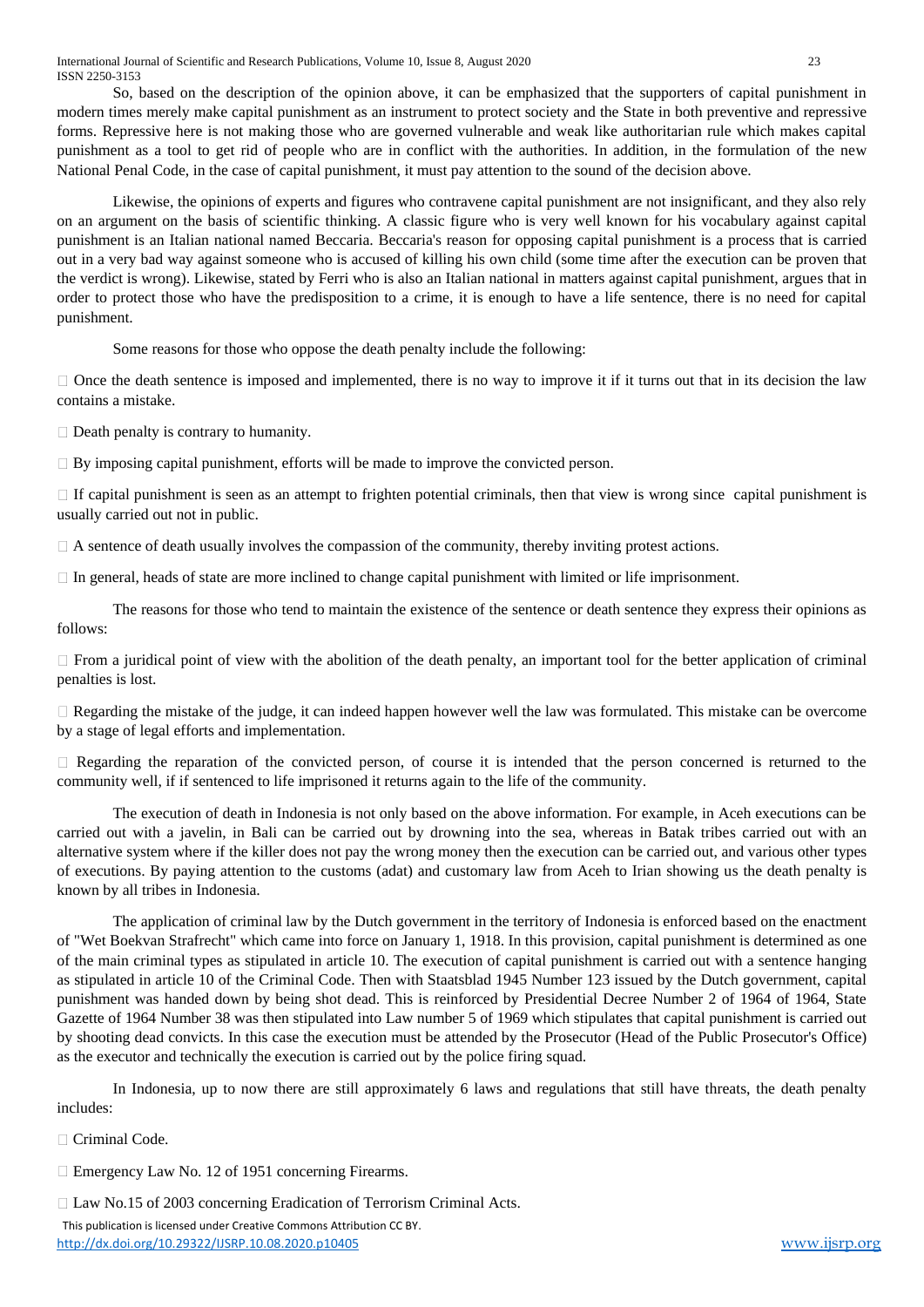So, based on the description of the opinion above, it can be emphasized that the supporters of capital punishment in modern times merely make capital punishment as an instrument to protect society and the State in both preventive and repressive forms. Repressive here is not making those who are governed vulnerable and weak like authoritarian rule which makes capital punishment as a tool to get rid of people who are in conflict with the authorities. In addition, in the formulation of the new National Penal Code, in the case of capital punishment, it must pay attention to the sound of the decision above.

Likewise, the opinions of experts and figures who contravene capital punishment are not insignificant, and they also rely on an argument on the basis of scientific thinking. A classic figure who is very well known for his vocabulary against capital punishment is an Italian national named Beccaria. Beccaria's reason for opposing capital punishment is a process that is carried out in a very bad way against someone who is accused of killing his own child (some time after the execution can be proven that the verdict is wrong). Likewise, stated by Ferri who is also an Italian national in matters against capital punishment, argues that in order to protect those who have the predisposition to a crime, it is enough to have a life sentence, there is no need for capital punishment.

Some reasons for those who oppose the death penalty include the following:

- Once the death sentence is imposed and implemented, there is no way to improve it if it turns out that in its decision the law contains a mistake.
- Death penalty is contrary to humanity.
- By imposing capital punishment, efforts will be made to improve the convicted person.
- If capital punishment is seen as an attempt to frighten potential criminals, then that view is wrong since capital punishment is usually carried out not in public.
- A sentence of death usually involves the compassion of the community, thereby inviting protest actions.
- In general, heads of state are more inclined to change capital punishment with limited or life imprisonment.

The reasons for those who tend to maintain the existence of the sentence or death sentence they express their opinions as follows:

- From a juridical point of view with the abolition of the death penalty, an important tool for the better application of criminal penalties is lost.
- Regarding the mistake of the judge, it can indeed happen however well the law was formulated. This mistake can be overcome by a stage of legal efforts and implementation.
- Regarding the reparation of the convicted person, of course it is intended that the person concerned is returned to the community well, if if sentenced to life imprisoned it returns again to the life of the community.

The execution of death in Indonesia is not only based on the above information. For example, in Aceh executions can be carried out with a javelin, in Bali can be carried out by drowning into the sea, whereas in Batak tribes carried out with an alternative system where if the killer does not pay the wrong money then the execution can be carried out, and various other types of executions. By paying attention to the customs (adat) and customary law from Aceh to Irian showing us the death penalty is known by all tribes in Indonesia.

The application of criminal law by the Dutch government in the territory of Indonesia is enforced based on the enactment of "Wet Boekvan Strafrecht" which came into force on January 1, 1918. In this provision, capital punishment is determined as one of the main criminal types as stipulated in article 10. The execution of capital punishment is carried out with a sentence hanging as stipulated in article 10 of the Criminal Code. Then with Staatsblad 1945 Number 123 issued by the Dutch government, capital punishment was handed down by being shot dead. This is reinforced by Presidential Decree Number 2 of 1964 of 1964, State Gazette of 1964 Number 38 was then stipulated into Law number 5 of 1969 which stipulates that capital punishment is carried out by shooting dead convicts. In this case the execution must be attended by the Prosecutor (Head of the Public Prosecutor's Office) as the executor and technically the execution is carried out by the police firing squad.

In Indonesia, up to now there are still approximately 6 laws and regulations that still have threats, the death penalty includes:

- Criminal Code.
- Emergency Law No. 12 of 1951 concerning Firearms.
- Law No.15 of 2003 concerning Eradication of Terrorism Criminal Acts.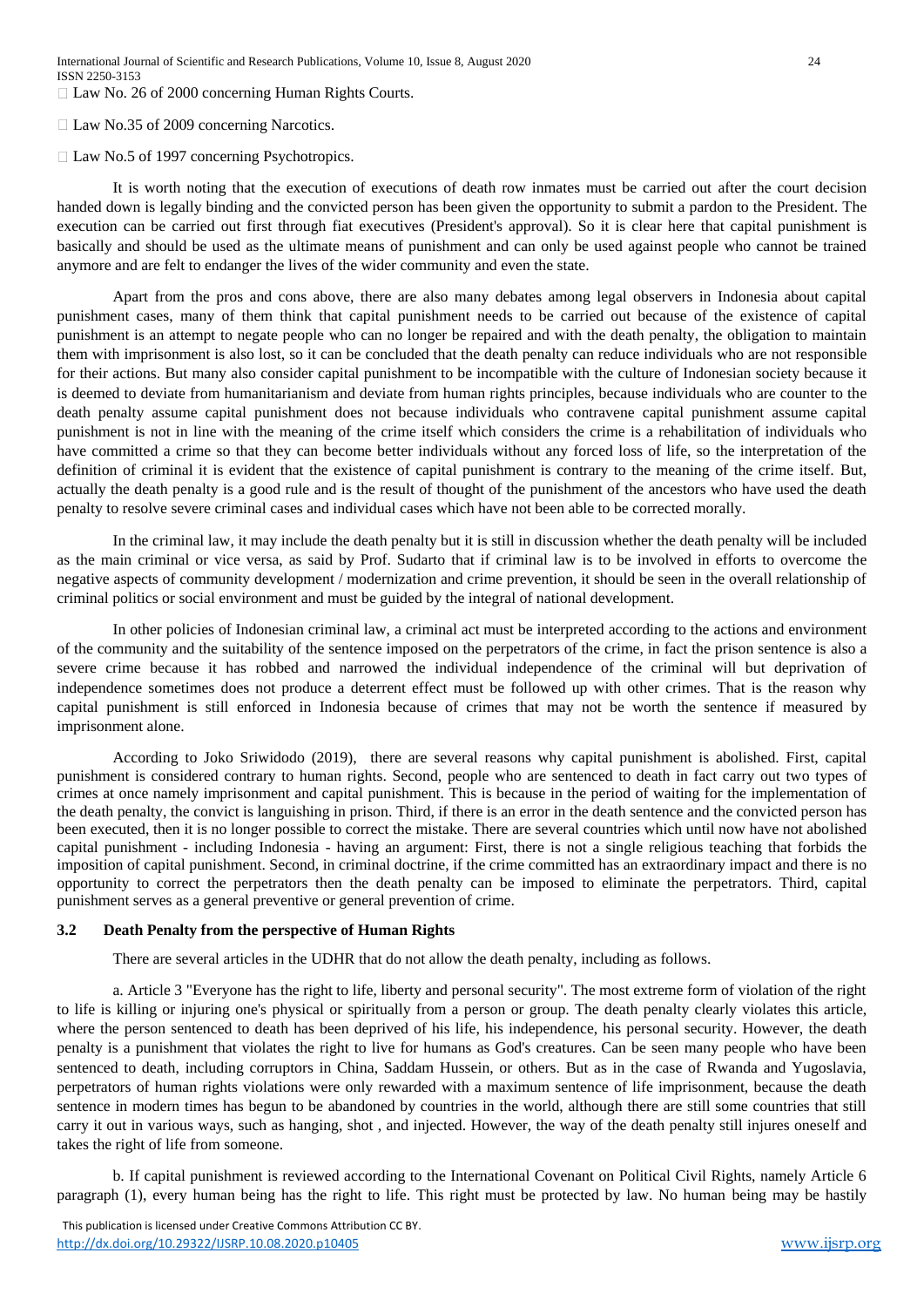- Law No. 26 of 2000 concerning Human Rights Courts.
- Law No.35 of 2009 concerning Narcotics.
- Law No.5 of 1997 concerning Psychotropics.

It is worth noting that the execution of executions of death row inmates must be carried out after the court decision handed down is legally binding and the convicted person has been given the opportunity to submit a pardon to the President. The execution can be carried out first through fiat executives (President's approval). So it is clear here that capital punishment is basically and should be used as the ultimate means of punishment and can only be used against people who cannot be trained anymore and are felt to endanger the lives of the wider community and even the state.

Apart from the pros and cons above, there are also many debates among legal observers in Indonesia about capital punishment cases, many of them think that capital punishment needs to be carried out because of the existence of capital punishment is an attempt to negate people who can no longer be repaired and with the death penalty, the obligation to maintain them with imprisonment is also lost, so it can be concluded that the death penalty can reduce individuals who are not responsible for their actions. But many also consider capital punishment to be incompatible with the culture of Indonesian society because it is deemed to deviate from humanitarianism and deviate from human rights principles, because individuals who are counter to the death penalty assume capital punishment does not because individuals who contravene capital punishment assume capital punishment is not in line with the meaning of the crime itself which considers the crime is a rehabilitation of individuals who have committed a crime so that they can become better individuals without any forced loss of life, so the interpretation of the definition of criminal it is evident that the existence of capital punishment is contrary to the meaning of the crime itself. But, actually the death penalty is a good rule and is the result of thought of the punishment of the ancestors who have used the death penalty to resolve severe criminal cases and individual cases which have not been able to be corrected morally.

In the criminal law, it may include the death penalty but it is still in discussion whether the death penalty will be included as the main criminal or vice versa, as said by Prof. Sudarto that if criminal law is to be involved in efforts to overcome the negative aspects of community development / modernization and crime prevention, it should be seen in the overall relationship of criminal politics or social environment and must be guided by the integral of national development.

In other policies of Indonesian criminal law, a criminal act must be interpreted according to the actions and environment of the community and the suitability of the sentence imposed on the perpetrators of the crime, in fact the prison sentence is also a severe crime because it has robbed and narrowed the individual independence of the criminal will but deprivation of independence sometimes does not produce a deterrent effect must be followed up with other crimes. That is the reason why capital punishment is still enforced in Indonesia because of crimes that may not be worth the sentence if measured by imprisonment alone.

According to Joko Sriwidodo (2019), there are several reasons why capital punishment is abolished. First, capital punishment is considered contrary to human rights. Second, people who are sentenced to death in fact carry out two types of crimes at once namely imprisonment and capital punishment. This is because in the period of waiting for the implementation of the death penalty, the convict is languishing in prison. Third, if there is an error in the death sentence and the convicted person has been executed, then it is no longer possible to correct the mistake. There are several countries which until now have not abolished capital punishment - including Indonesia - having an argument: First, there is not a single religious teaching that forbids the imposition of capital punishment. Second, in criminal doctrine, if the crime committed has an extraordinary impact and there is no opportunity to correct the perpetrators then the death penalty can be imposed to eliminate the perpetrators. Third, capital punishment serves as a general preventive or general prevention of crime.

### 3.2 Death Penalty from the perspective of Human Rights

There are several articles in the UDHR that do not allow the death penalty, including as follows.

a. Article 3 "Everyone has the right to life, liberty and personal security". The most extreme form of violation of the right to life is killing or injuring one's physical or spiritually from a person or group. The death penalty clearly violates this article, where the person sentenced to death has been deprived of his life, his independence, his personal security. However, the death penalty is a punishment that violates the right to live for humans as God's creatures. Can be seen many people who have been sentenced to death, including corruptors in China, Saddam Hussein, or others. But as in the case of Rwanda and Yugoslavia, perpetrators of human rights violations were only rewarded with a maximum sentence of life imprisonment, because the death sentence in modern times has begun to be abandoned by countries in the world, although there are still some countries that still carry it out in various ways, such as hanging, shot , and injected. However, the way of the death penalty still injures oneself and takes the right of life from someone.

b. If capital punishment is reviewed according to the International Covenant on Political Civil Rights, namely Article 6 paragraph (1), every human being has the right to life. This right must be protected by law. No human being may be hastily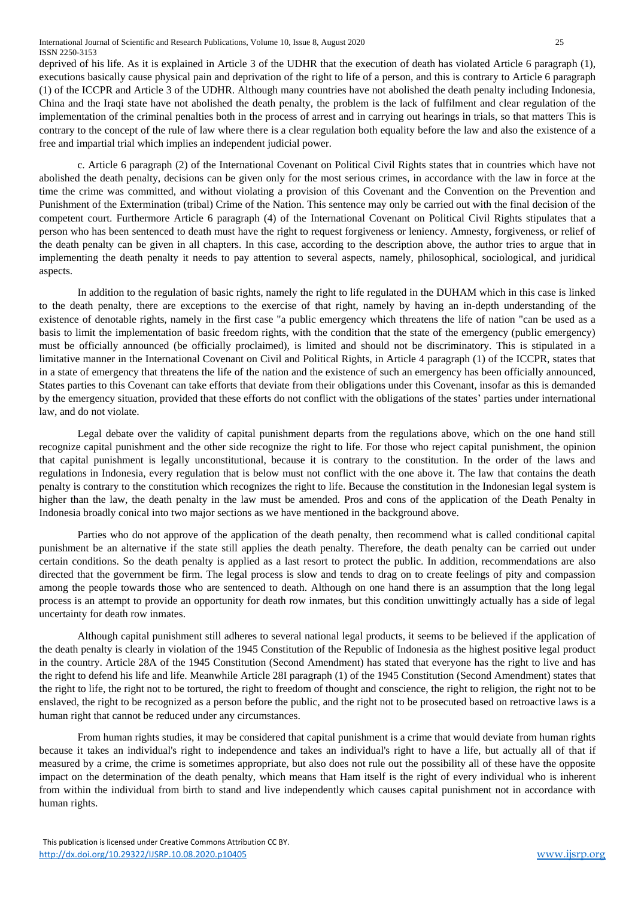deprived of his life. As it is explained in Article 3 of the UDHR that the execution of death has violated Article 6 paragraph (1), executions basically cause physical pain and deprivation of the right to life of a person, and this is contrary to Article 6 paragraph (1) of the ICCPR and Article 3 of the UDHR. Although many countries have not abolished the death penalty including Indonesia, China and the Iraqi state have not abolished the death penalty, the problem is the lack of fulfilment and clear regulation of the implementation of the criminal penalties both in the process of arrest and in carrying out hearings in trials, so that matters This is contrary to the concept of the rule of law where there is a clear regulation both equality before the law and also the existence of a free and impartial trial which implies an independent judicial power.

c. Article 6 paragraph (2) of the International Covenant on Political Civil Rights states that in countries which have not abolished the death penalty, decisions can be given only for the most serious crimes, in accordance with the law in force at the time the crime was committed, and without violating a provision of this Covenant and the Convention on the Prevention and Punishment of the Extermination (tribal) Crime of the Nation. This sentence may only be carried out with the final decision of the competent court. Furthermore Article 6 paragraph (4) of the International Covenant on Political Civil Rights stipulates that a person who has been sentenced to death must have the right to request forgiveness or leniency. Amnesty, forgiveness, or relief of the death penalty can be given in all chapters. In this case, according to the description above, the author tries to argue that in implementing the death penalty it needs to pay attention to several aspects, namely, philosophical, sociological, and juridical aspects.

In addition to the regulation of basic rights, namely the right to life regulated in the DUHAM which in this case is linked to the death penalty, there are exceptions to the exercise of that right, namely by having an in-depth understanding of the existence of denotable rights, namely in the first case "a public emergency which threatens the life of nation "can be used as a basis to limit the implementation of basic freedom rights, with the condition that the state of the emergency (public emergency) must be officially announced (be officially proclaimed), is limited and should not be discriminatory. This is stipulated in a limitative manner in the International Covenant on Civil and Political Rights, in Article 4 paragraph (1) of the ICCPR, states that in a state of emergency that threatens the life of the nation and the existence of such an emergency has been officially announced, States parties to this Covenant can take efforts that deviate from their obligations under this Covenant, insofar as this is demanded by the emergency situation, provided that these efforts do not conflict with the obligations of the states' parties under international law, and do not violate.

Legal debate over the validity of capital punishment departs from the regulations above, which on the one hand still recognize capital punishment and the other side recognize the right to life. For those who reject capital punishment, the opinion that capital punishment is legally unconstitutional, because it is contrary to the constitution. In the order of the laws and regulations in Indonesia, every regulation that is below must not conflict with the one above it. The law that contains the death penalty is contrary to the constitution which recognizes the right to life. Because the constitution in the Indonesian legal system is higher than the law, the death penalty in the law must be amended. Pros and cons of the application of the Death Penalty in Indonesia broadly conical into two major sections as we have mentioned in the background above.

Parties who do not approve of the application of the death penalty, then recommend what is called conditional capital punishment be an alternative if the state still applies the death penalty. Therefore, the death penalty can be carried out under certain conditions. So the death penalty is applied as a last resort to protect the public. In addition, recommendations are also directed that the government be firm. The legal process is slow and tends to drag on to create feelings of pity and compassion among the people towards those who are sentenced to death. Although on one hand there is an assumption that the long legal process is an attempt to provide an opportunity for death row inmates, but this condition unwittingly actually has a side of legal uncertainty for death row inmates.

Although capital punishment still adheres to several national legal products, it seems to be believed if the application of the death penalty is clearly in violation of the 1945 Constitution of the Republic of Indonesia as the highest positive legal product in the country. Article 28A of the 1945 Constitution (Second Amendment) has stated that everyone has the right to live and has the right to defend his life and life. Meanwhile Article 28I paragraph (1) of the 1945 Constitution (Second Amendment) states that the right to life, the right not to be tortured, the right to freedom of thought and conscience, the right to religion, the right not to be enslaved, the right to be recognized as a person before the public, and the right not to be prosecuted based on retroactive laws is a human right that cannot be reduced under any circumstances.

From human rights studies, it may be considered that capital punishment is a crime that would deviate from human rights because it takes an individual's right to independence and takes an individual's right to have a life, but actually all of that if measured by a crime, the crime is sometimes appropriate, but also does not rule out the possibility all of these have the opposite impact on the determination of the death penalty, which means that Ham itself is the right of every individual who is inherent from within the individual from birth to stand and live independently which causes capital punishment not in accordance with human rights.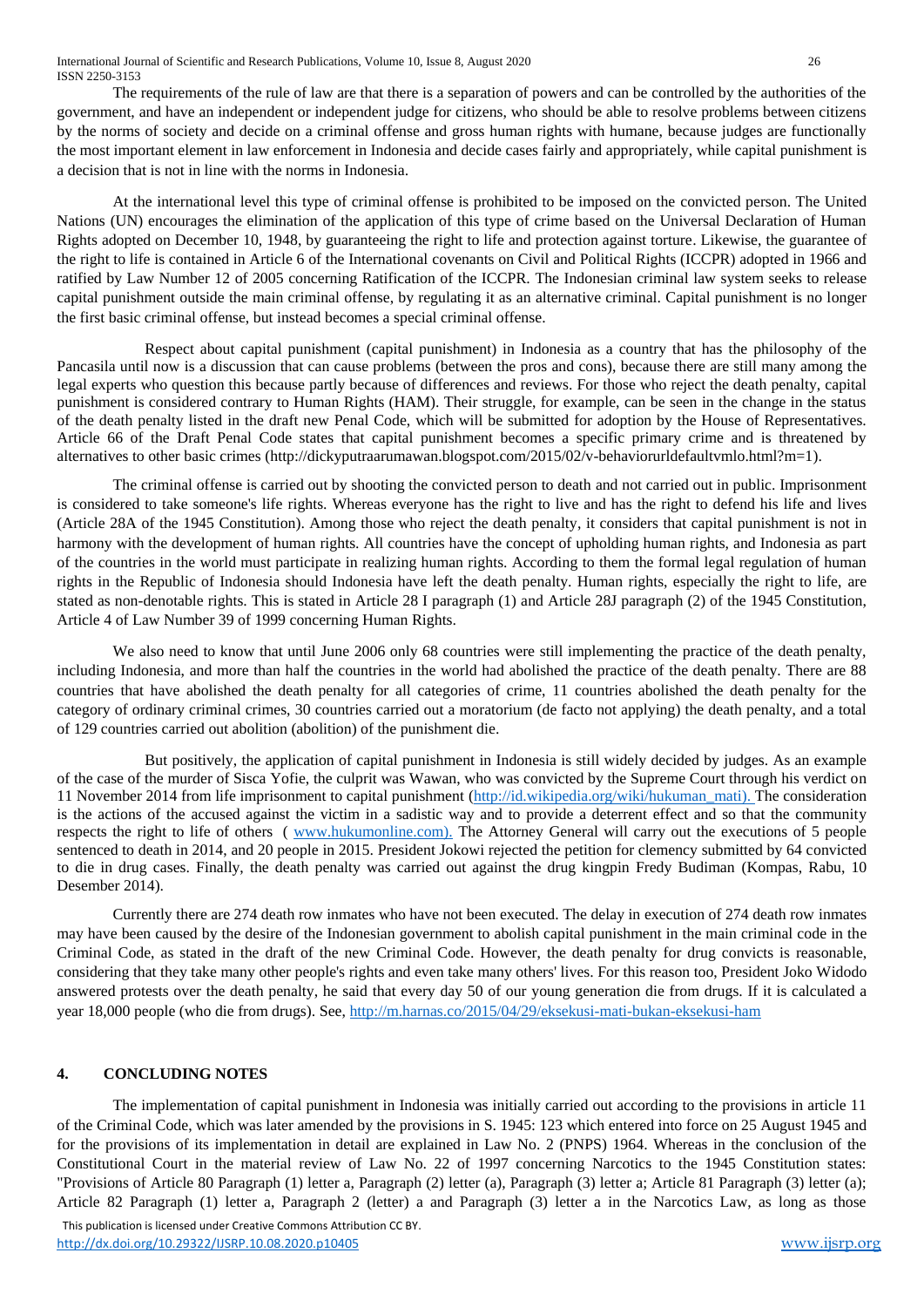The requirements of the rule of law are that there is a separation of powers and can be controlled by the authorities of the government, and have an independent or independent judge for citizens, who should be able to resolve problems between citizens by the norms of society and decide on a criminal offense and gross human rights with humane, because judges are functionally the most important element in law enforcement in Indonesia and decide cases fairly and appropriately, while capital punishment is a decision that is not in line with the norms in Indonesia.

At the international level this type of criminal offense is prohibited to be imposed on the convicted person. The United Nations (UN) encourages the elimination of the application of this type of crime based on the Universal Declaration of Human Rights adopted on December 10, 1948, by guaranteeing the right to life and protection against torture. Likewise, the guarantee of the right to life is contained in Article 6 of the International covenants on Civil and Political Rights (ICCPR) adopted in 1966 and ratified by Law Number 12 of 2005 concerning Ratification of the ICCPR. The Indonesian criminal law system seeks to release capital punishment outside the main criminal offense, by regulating it as an alternative criminal. Capital punishment is no longer the first basic criminal offense, but instead becomes a special criminal offense.

Respect about capital punishment (capital punishment) in Indonesia as a country that has the philosophy of the Pancasila until now is a discussion that can cause problems (between the pros and cons), because there are still many among the legal experts who question this because partly because of differences and reviews. For those who reject the death penalty, capital punishment is considered contrary to Human Rights (HAM). Their struggle, for example, can be seen in the change in the status of the death penalty listed in the draft new Penal Code, which will be submitted for adoption by the House of Representatives. Article 66 of the Draft Penal Code states that capital punishment becomes a specific primary crime and is threatened by alternatives to other basic crimes (http://dickyputraarumawan.blogspot.com/2015/02/v-behaviorurldefaultvmlo.html?m=1).

The criminal offense is carried out by shooting the convicted person to death and not carried out in public. Imprisonment is considered to take someone's life rights. Whereas everyone has the right to live and has the right to defend his life and lives (Article 28A of the 1945 Constitution). Among those who reject the death penalty, it considers that capital punishment is not in harmony with the development of human rights. All countries have the concept of upholding human rights, and Indonesia as part of the countries in the world must participate in realizing human rights. According to them the formal legal regulation of human rights in the Republic of Indonesia should Indonesia have left the death penalty. Human rights, especially the right to life, are stated as non-denotable rights. This is stated in Article 28 I paragraph (1) and Article 28J paragraph (2) of the 1945 Constitution, Article 4 of Law Number 39 of 1999 concerning Human Rights.

We also need to know that until June 2006 only 68 countries were still implementing the practice of the death penalty, including Indonesia, and more than half the countries in the world had abolished the practice of the death penalty. There are 88 countries that have abolished the death penalty for all categories of crime, 11 countries abolished the death penalty for the category of ordinary criminal crimes, 30 countries carried out a moratorium (de facto not applying) the death penalty, and a total of 129 countries carried out abolition (abolition) of the punishment die.

But positively, the application of capital punishment in Indonesia is still widely decided by judges. As an example of the case of the murder of Sisca Yofie, the culprit was Wawan, who was convicted by the Supreme Court through his verdict on 11 November 2014 from life imprisonment to capital punishment (http://id.wikipedia.org/wiki/hukuman_mati). The consideration is the actions of the accused against the victim in a sadistic way and to provide a deterrent effect and so that the community respects the right to life of others ( www.hukumonline.com). The Attorney General will carry out the executions of 5 people sentenced to death in 2014, and 20 people in 2015. President Jokowi rejected the petition for clemency submitted by 64 convicted to die in drug cases. Finally, the death penalty was carried out against the drug kingpin Fredy Budiman (Kompas, Rabu, 10 Desember 2014).

Currently there are 274 death row inmates who have not been executed. The delay in execution of 274 death row inmates may have been caused by the desire of the Indonesian government to abolish capital punishment in the main criminal code in the Criminal Code, as stated in the draft of the new Criminal Code. However, the death penalty for drug convicts is reasonable, considering that they take many other people's rights and even take many others' lives. For this reason too, President Joko Widodo answered protests over the death penalty, he said that every day 50 of our young generation die from drugs. If it is calculated a year 18,000 people (who die from drugs). See, http://m.harnas.co/2015/04/29/eksekusi-mati-bukan-eksekusi-ham

## 4. CONCLUDING NOTES

The implementation of capital punishment in Indonesia was initially carried out according to the provisions in article 11 of the Criminal Code, which was later amended by the provisions in S. 1945: 123 which entered into force on 25 August 1945 and for the provisions of its implementation in detail are explained in Law No. 2 (PNPS) 1964. Whereas in the conclusion of the Constitutional Court in the material review of Law No. 22 of 1997 concerning Narcotics to the 1945 Constitution states: "Provisions of Article 80 Paragraph (1) letter a, Paragraph (2) letter (a), Paragraph (3) letter a; Article 81 Paragraph (3) letter (a); Article 82 Paragraph (1) letter a, Paragraph 2 (letter) a and Paragraph (3) letter a in the Narcotics Law, as long as those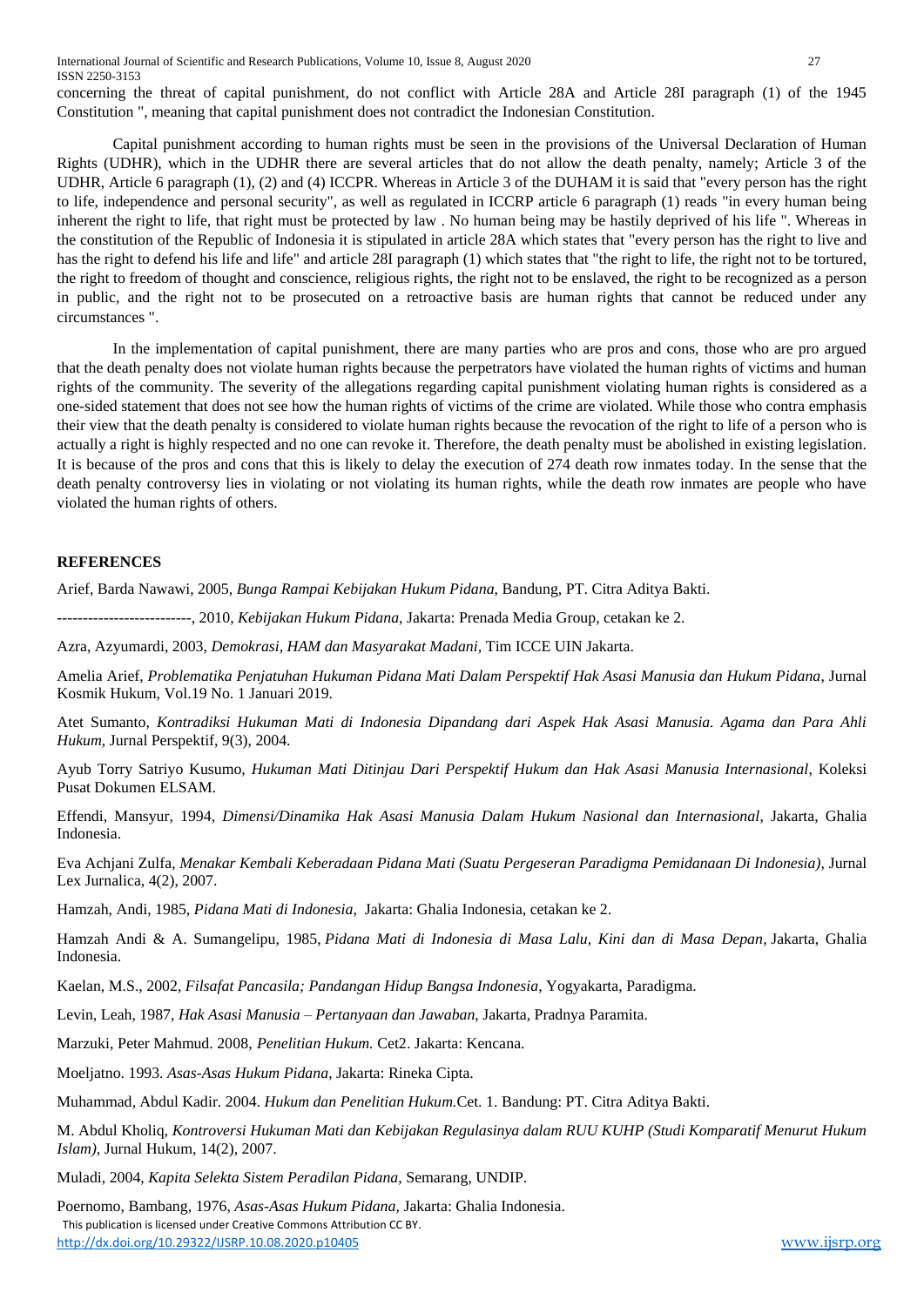concerning the threat of capital punishment, do not conflict with Article 28A and Article 28I paragraph (1) of the 1945 Constitution ", meaning that capital punishment does not contradict the Indonesian Constitution.

Capital punishment according to human rights must be seen in the provisions of the Universal Declaration of Human Rights (UDHR), which in the UDHR there are several articles that do not allow the death penalty, namely; Article 3 of the UDHR, Article 6 paragraph (1), (2) and (4) ICCPR. Whereas in Article 3 of the DUHAM it is said that "every person has the right to life, independence and personal security", as well as regulated in ICCRP article 6 paragraph (1) reads "in every human being inherent the right to life, that right must be protected by law . No human being may be hastily deprived of his life ". Whereas in the constitution of the Republic of Indonesia it is stipulated in article 28A which states that "every person has the right to live and has the right to defend his life and life" and article 28I paragraph (1) which states that "the right to life, the right not to be tortured, the right to freedom of thought and conscience, religious rights, the right not to be enslaved, the right to be recognized as a person in public, and the right not to be prosecuted on a retroactive basis are human rights that cannot be reduced under any circumstances ".

In the implementation of capital punishment, there are many parties who are pros and cons, those who are pro argued that the death penalty does not violate human rights because the perpetrators have violated the human rights of victims and human rights of the community. The severity of the allegations regarding capital punishment violating human rights is considered as a one-sided statement that does not see how the human rights of victims of the crime are violated. While those who contra emphasis their view that the death penalty is considered to violate human rights because the revocation of the right to life of a person who is actually a right is highly respected and no one can revoke it. Therefore, the death penalty must be abolished in existing legislation. It is because of the pros and cons that this is likely to delay the execution of 274 death row inmates today. In the sense that the death penalty controversy lies in violating or not violating its human rights, while the death row inmates are people who have violated the human rights of others.

## REFERENCES

Arief, Barda Nawawi, 2005, *Bunga Rampai Kebijakan Hukum Pidana*, Bandung, PT. Citra Aditya Bakti.

--------------------------, 2010, *Kebijakan Hukum Pidana*, Jakarta: Prenada Media Group, cetakan ke 2.

Azra, Azyumardi, 2003, *Demokrasi, HAM dan Masyarakat Madani*, Tim ICCE UIN Jakarta.

Amelia Arief, *Problematika Penjatuhan Hukuman Pidana Mati Dalam Perspektif Hak Asasi Manusia dan Hukum Pidana*, Jurnal Kosmik Hukum, Vol.19 No. 1 Januari 2019.

Atet Sumanto, *Kontradiksi Hukuman Mati di Indonesia Dipandang dari Aspek Hak Asasi Manusia. Agama dan Para Ahli Hukum*, Jurnal Perspektif, 9(3), 2004.

Ayub Torry Satriyo Kusumo, *Hukuman Mati Ditinjau Dari Perspektif Hukum dan Hak Asasi Manusia Internasional*, Koleksi Pusat Dokumen ELSAM.

Effendi, Mansyur, 1994, *Dimensi/Dinamika Hak Asasi Manusia Dalam Hukum Nasional dan Internasional*, Jakarta, Ghalia Indonesia.

Eva Achjani Zulfa, *Menakar Kembali Keberadaan Pidana Mati (Suatu Pergeseran Paradigma Pemidanaan Di Indonesia)*, Jurnal Lex Jurnalica, 4(2), 2007.

Hamzah, Andi, 1985, *Pidana Mati di Indonesia*, Jakarta: Ghalia Indonesia, cetakan ke 2.

Hamzah Andi & A. Sumangelipu, 1985, *Pidana Mati di Indonesia di Masa Lalu, Kini dan di Masa Depan*, Jakarta, Ghalia Indonesia.

Kaelan, M.S., 2002, *Filsafat Pancasila; Pandangan Hidup Bangsa Indonesia*, Yogyakarta, Paradigma.

Levin, Leah, 1987, *Hak Asasi Manusia – Pertanyaan dan Jawaban*, Jakarta, Pradnya Paramita.

Marzuki, Peter Mahmud. 2008, *Penelitian Hukum.* Cet2. Jakarta: Kencana.

Moeljatno. 1993. *Asas-Asas Hukum Pidana*, Jakarta: Rineka Cipta.

Muhammad, Abdul Kadir. 2004. *Hukum dan Penelitian Hukum.*Cet. 1. Bandung: PT. Citra Aditya Bakti.

M. Abdul Kholiq, *Kontroversi Hukuman Mati dan Kebijakan Regulasinya dalam RUU KUHP (Studi Komparatif Menurut Hukum Islam)*, Jurnal Hukum, 14(2), 2007.

Muladi, 2004, *Kapita Selekta Sistem Peradilan Pidana*, Semarang, UNDIP.

Poernomo, Bambang, 1976, *Asas-Asas Hukum Pidana*, Jakarta: Ghalia Indonesia.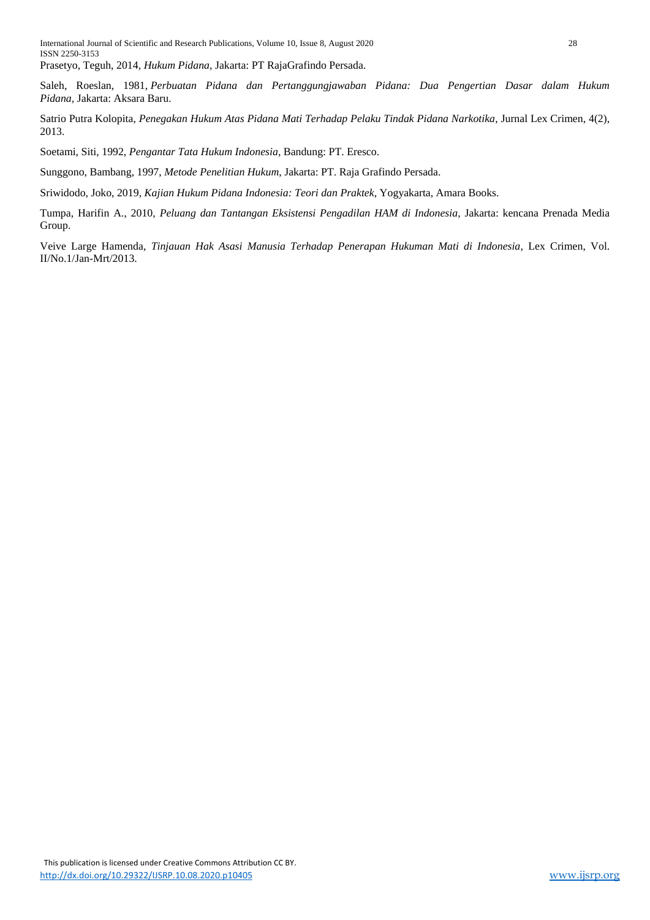Prasetyo, Teguh, 2014, *Hukum Pidana*, Jakarta: PT RajaGrafindo Persada.

Saleh, Roeslan, 1981, *Perbuatan Pidana dan Pertanggungjawaban Pidana: Dua Pengertian Dasar dalam Hukum Pidana*, Jakarta: Aksara Baru.

Satrio Putra Kolopita, *Penegakan Hukum Atas Pidana Mati Terhadap Pelaku Tindak Pidana Narkotika*, Jurnal Lex Crimen, 4(2), 2013.

Soetami, Siti, 1992, *Pengantar Tata Hukum Indonesia*, Bandung: PT. Eresco.

Sunggono, Bambang, 1997, *Metode Penelitian Hukum*, Jakarta: PT. Raja Grafindo Persada.

Sriwidodo, Joko, 2019, *Kajian Hukum Pidana Indonesia: Teori dan Praktek*, Yogyakarta, Amara Books.

Tumpa, Harifin A., 2010, *Peluang dan Tantangan Eksistensi Pengadilan HAM di Indonesia*, Jakarta: kencana Prenada Media Group.

Veive Large Hamenda, *Tinjauan Hak Asasi Manusia Terhadap Penerapan Hukuman Mati di Indonesia*, Lex Crimen, Vol. II/No.1/Jan-Mrt/2013.